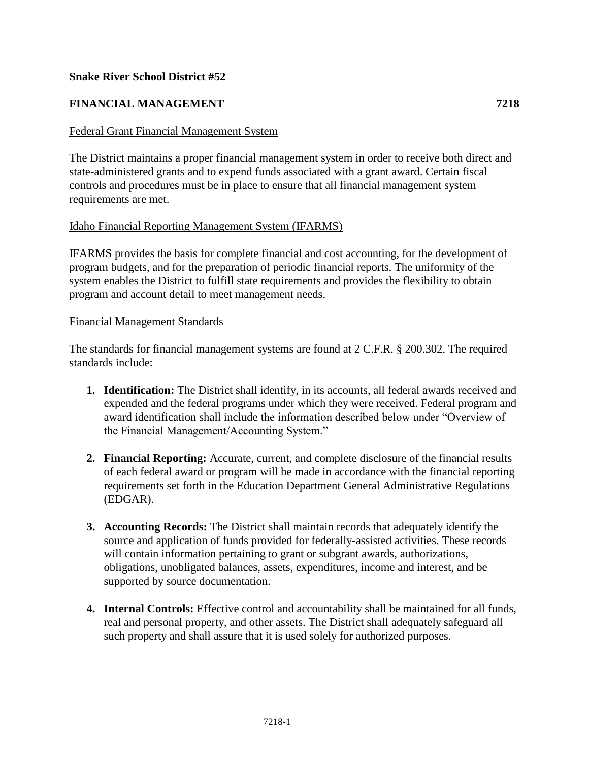**Snake River School District #52**

## FINANCIAL MANAGEMENT 7218

Federal Grant Financial Management System

The District maintains a proper financial management system in order to receive both direct and state-administered grants and to expend funds associated with a grant award. Certain fiscal controls and procedures must be in place to ensure that all financial management system requirements are met.

Idaho Financial Reporting Management System (IFARMS)

IFARMS provides the basis for complete financial and cost accounting, for the development of program budgets, and for the preparation of periodic financial reports. The uniformity of the system enables the District to fulfill state requirements and provides the flexibility to obtain program and account detail to meet management needs.

Financial Management Standards

The standards for financial management systems are found at 2 C.F.R. § 200.302. The required standards include:

1. **Identification:** The District shall identify, in its accounts, all federal awards received and expended and the federal programs under which they were received. Federal program and award identification shall include the information described below under "Overview of the Financial Management/Accounting System."

2. **Financial Reporting:** Accurate, current, and complete disclosure of the financial results of each federal award or program will be made in accordance with the financial reporting requirements set forth in the Education Department General Administrative Regulations (EDGAR).

3. **Accounting Records:** The District shall maintain records that adequately identify the source and application of funds provided for federally-assisted activities. These records will contain information pertaining to grant or subgrant awards, authorizations, obligations, unobligated balances, assets, expenditures, income and interest, and be supported by source documentation.

4. **Internal Controls:** Effective control and accountability shall be maintained for all funds, real and personal property, and other assets. The District shall adequately safeguard all such property and shall assure that it is used solely for authorized purposes.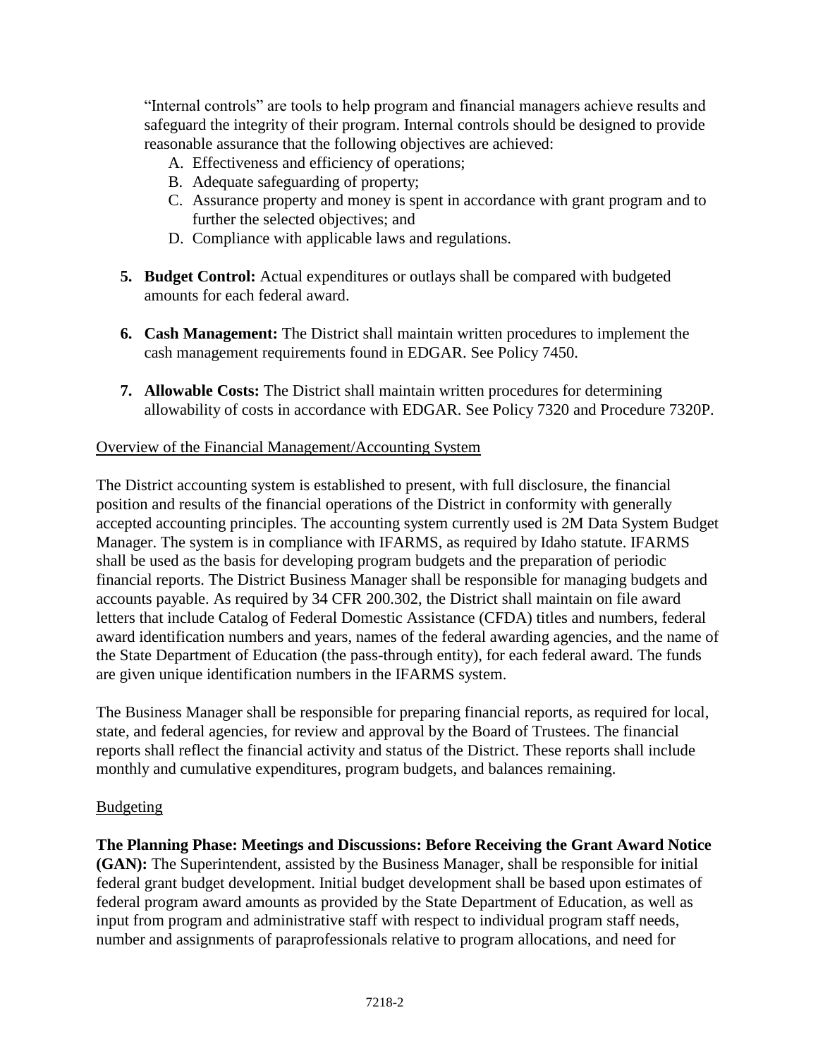"Internal controls" are tools to help program and financial managers achieve results and safeguard the integrity of their program. Internal controls should be designed to provide reasonable assurance that the following objectives are achieved:

A. Effectiveness and efficiency of operations;
B. Adequate safeguarding of property;
C. Assurance property and money is spent in accordance with grant program and to further the selected objectives; and
D. Compliance with applicable laws and regulations.

5. **Budget Control:** Actual expenditures or outlays shall be compared with budgeted amounts for each federal award.

6. **Cash Management:** The District shall maintain written procedures to implement the cash management requirements found in EDGAR. See Policy 7450.

7. **Allowable Costs:** The District shall maintain written procedures for determining allowability of costs in accordance with EDGAR. See Policy 7320 and Procedure 7320P.

## Overview of the Financial Management/Accounting System

The District accounting system is established to present, with full disclosure, the financial position and results of the financial operations of the District in conformity with generally accepted accounting principles. The accounting system currently used is 2M Data System Budget Manager. The system is in compliance with IFARMS, as required by Idaho statute. IFARMS shall be used as the basis for developing program budgets and the preparation of periodic financial reports. The District Business Manager shall be responsible for managing budgets and accounts payable. As required by 34 CFR 200.302, the District shall maintain on file award letters that include Catalog of Federal Domestic Assistance (CFDA) titles and numbers, federal award identification numbers and years, names of the federal awarding agencies, and the name of the State Department of Education (the pass-through entity), for each federal award. The funds are given unique identification numbers in the IFARMS system.

The Business Manager shall be responsible for preparing financial reports, as required for local, state, and federal agencies, for review and approval by the Board of Trustees. The financial reports shall reflect the financial activity and status of the District. These reports shall include monthly and cumulative expenditures, program budgets, and balances remaining.

## Budgeting

**The Planning Phase: Meetings and Discussions: Before Receiving the Grant Award Notice (GAN):** The Superintendent, assisted by the Business Manager, shall be responsible for initial federal grant budget development. Initial budget development shall be based upon estimates of federal program award amounts as provided by the State Department of Education, as well as input from program and administrative staff with respect to individual program staff needs, number and assignments of paraprofessionals relative to program allocations, and need for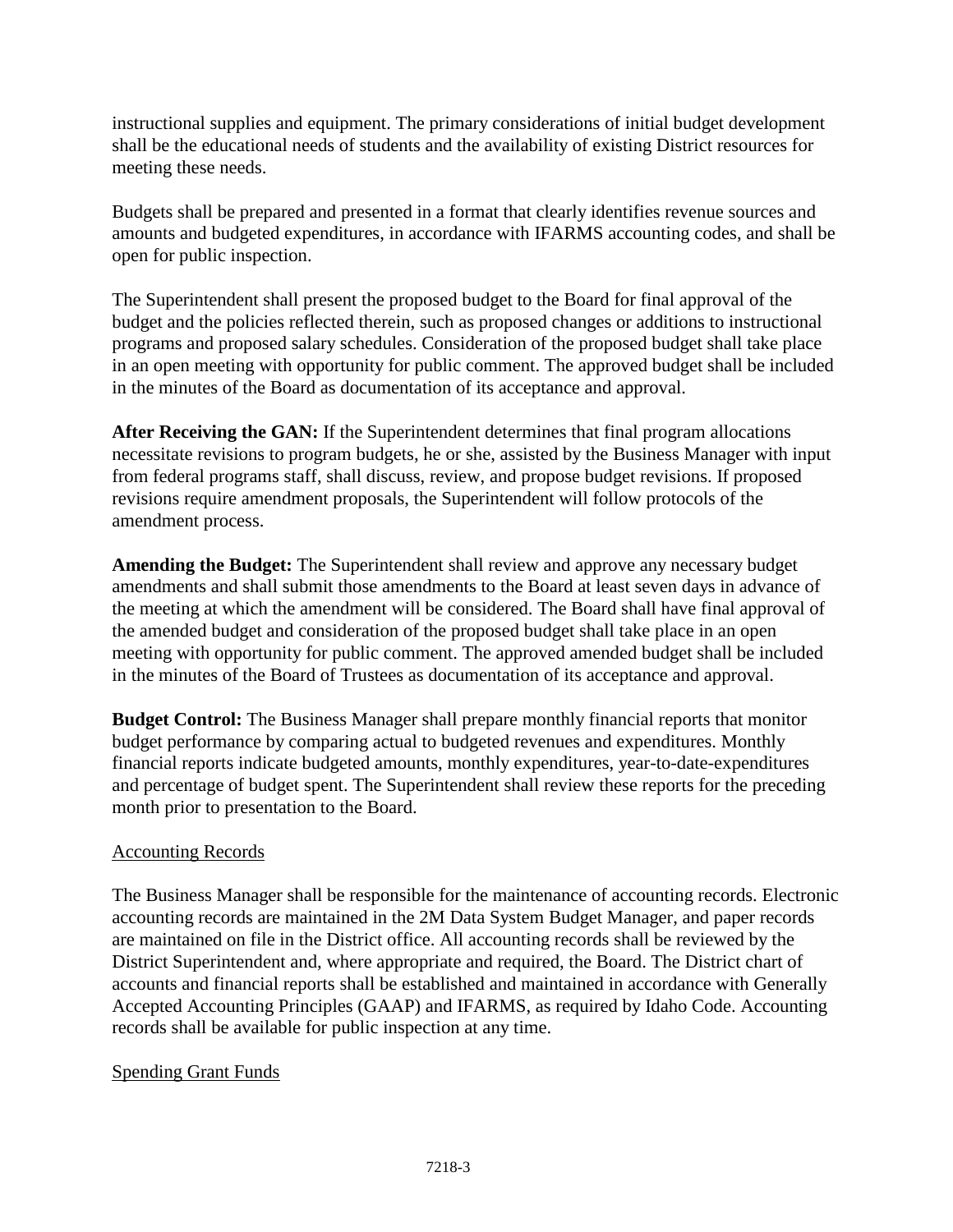instructional supplies and equipment. The primary considerations of initial budget development shall be the educational needs of students and the availability of existing District resources for meeting these needs.

Budgets shall be prepared and presented in a format that clearly identifies revenue sources and amounts and budgeted expenditures, in accordance with IFARMS accounting codes, and shall be open for public inspection.

The Superintendent shall present the proposed budget to the Board for final approval of the budget and the policies reflected therein, such as proposed changes or additions to instructional programs and proposed salary schedules. Consideration of the proposed budget shall take place in an open meeting with opportunity for public comment. The approved budget shall be included in the minutes of the Board as documentation of its acceptance and approval.

**After Receiving the GAN:** If the Superintendent determines that final program allocations necessitate revisions to program budgets, he or she, assisted by the Business Manager with input from federal programs staff, shall discuss, review, and propose budget revisions. If proposed revisions require amendment proposals, the Superintendent will follow protocols of the amendment process.

**Amending the Budget:** The Superintendent shall review and approve any necessary budget amendments and shall submit those amendments to the Board at least seven days in advance of the meeting at which the amendment will be considered. The Board shall have final approval of the amended budget and consideration of the proposed budget shall take place in an open meeting with opportunity for public comment. The approved amended budget shall be included in the minutes of the Board of Trustees as documentation of its acceptance and approval.

**Budget Control:** The Business Manager shall prepare monthly financial reports that monitor budget performance by comparing actual to budgeted revenues and expenditures. Monthly financial reports indicate budgeted amounts, monthly expenditures, year-to-date-expenditures and percentage of budget spent. The Superintendent shall review these reports for the preceding month prior to presentation to the Board.

<u>Accounting Records</u>

The Business Manager shall be responsible for the maintenance of accounting records. Electronic accounting records are maintained in the 2M Data System Budget Manager, and paper records are maintained on file in the District office. All accounting records shall be reviewed by the District Superintendent and, where appropriate and required, the Board. The District chart of accounts and financial reports shall be established and maintained in accordance with Generally Accepted Accounting Principles (GAAP) and IFARMS, as required by Idaho Code. Accounting records shall be available for public inspection at any time.

<u>Spending Grant Funds</u>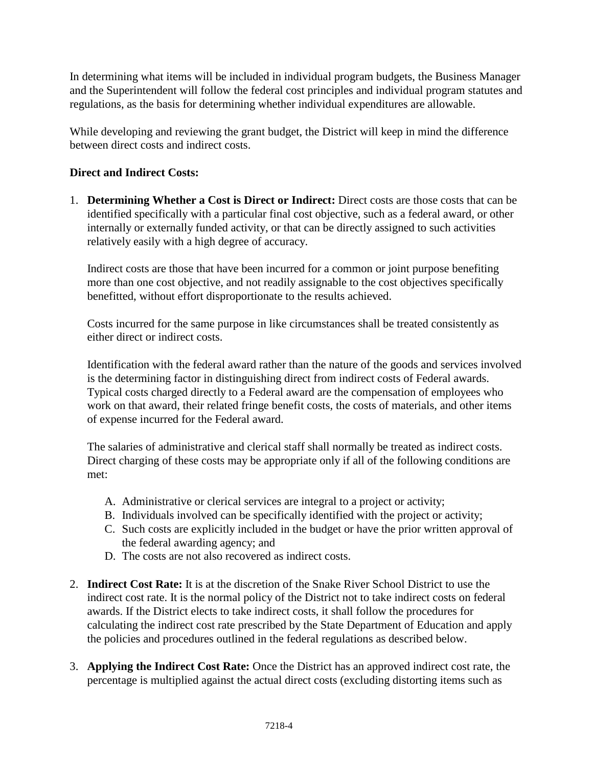In determining what items will be included in individual program budgets, the Business Manager and the Superintendent will follow the federal cost principles and individual program statutes and regulations, as the basis for determining whether individual expenditures are allowable.

While developing and reviewing the grant budget, the District will keep in mind the difference between direct costs and indirect costs.

**Direct and Indirect Costs:**

1. **Determining Whether a Cost is Direct or Indirect:** Direct costs are those costs that can be identified specifically with a particular final cost objective, such as a federal award, or other internally or externally funded activity, or that can be directly assigned to such activities relatively easily with a high degree of accuracy.

   Indirect costs are those that have been incurred for a common or joint purpose benefiting more than one cost objective, and not readily assignable to the cost objectives specifically benefitted, without effort disproportionate to the results achieved.

   Costs incurred for the same purpose in like circumstances shall be treated consistently as either direct or indirect costs.

   Identification with the federal award rather than the nature of the goods and services involved is the determining factor in distinguishing direct from indirect costs of Federal awards. Typical costs charged directly to a Federal award are the compensation of employees who work on that award, their related fringe benefit costs, the costs of materials, and other items of expense incurred for the Federal award.

   The salaries of administrative and clerical staff shall normally be treated as indirect costs. Direct charging of these costs may be appropriate only if all of the following conditions are met:

   A. Administrative or clerical services are integral to a project or activity;
   B. Individuals involved can be specifically identified with the project or activity;
   C. Such costs are explicitly included in the budget or have the prior written approval of the federal awarding agency; and
   D. The costs are not also recovered as indirect costs.

2. **Indirect Cost Rate:** It is at the discretion of the Snake River School District to use the indirect cost rate. It is the normal policy of the District not to take indirect costs on federal awards. If the District elects to take indirect costs, it shall follow the procedures for calculating the indirect cost rate prescribed by the State Department of Education and apply the policies and procedures outlined in the federal regulations as described below.

3. **Applying the Indirect Cost Rate:** Once the District has an approved indirect cost rate, the percentage is multiplied against the actual direct costs (excluding distorting items such as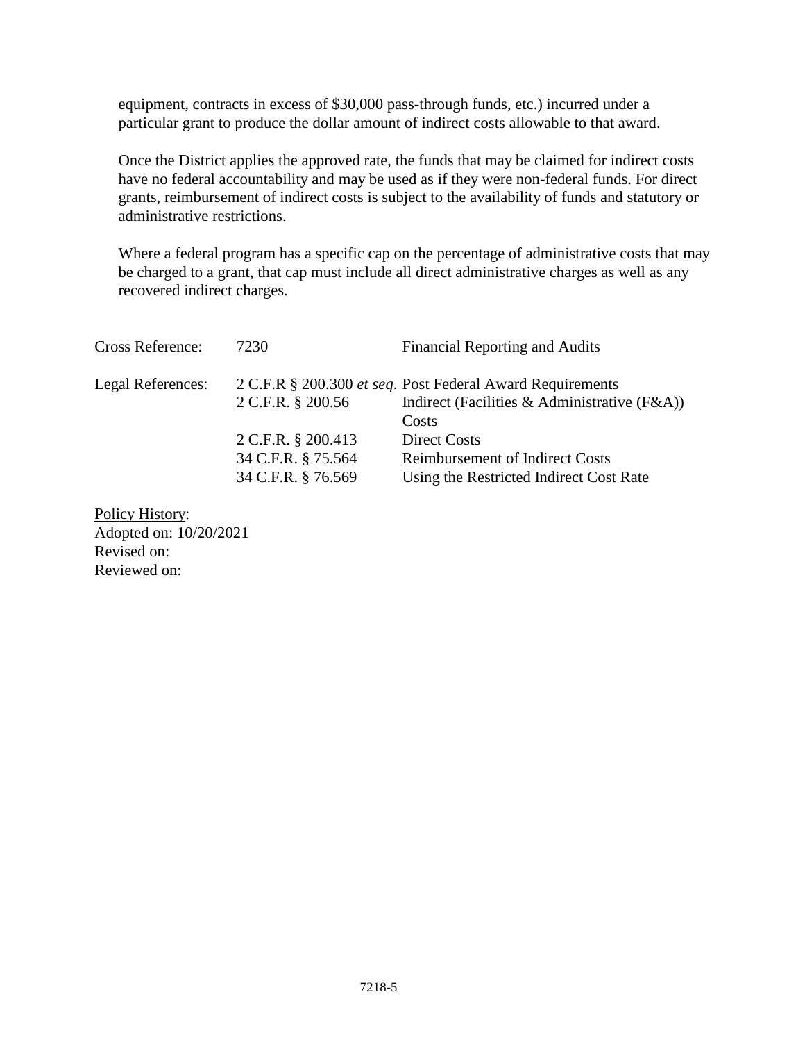equipment, contracts in excess of $30,000 pass-through funds, etc.) incurred under a particular grant to produce the dollar amount of indirect costs allowable to that award.

Once the District applies the approved rate, the funds that may be claimed for indirect costs have no federal accountability and may be used as if they were non-federal funds. For direct grants, reimbursement of indirect costs is subject to the availability of funds and statutory or administrative restrictions.

Where a federal program has a specific cap on the percentage of administrative costs that may be charged to a grant, that cap must include all direct administrative charges as well as any recovered indirect charges.

| | | |
|---|---|---|
| Cross Reference: | 7230 | Financial Reporting and Audits |
| Legal References: | 2 C.F.R § 200.300 *et seq*. | Post Federal Award Requirements |
| | 2 C.F.R. § 200.56 | Indirect (Facilities & Administrative (F&A)) Costs |
| | 2 C.F.R. § 200.413 | Direct Costs |
| | 34 C.F.R. § 75.564 | Reimbursement of Indirect Costs |
| | 34 C.F.R. § 76.569 | Using the Restricted Indirect Cost Rate |

Policy History:
Adopted on: 10/20/2021
Revised on:
Reviewed on: